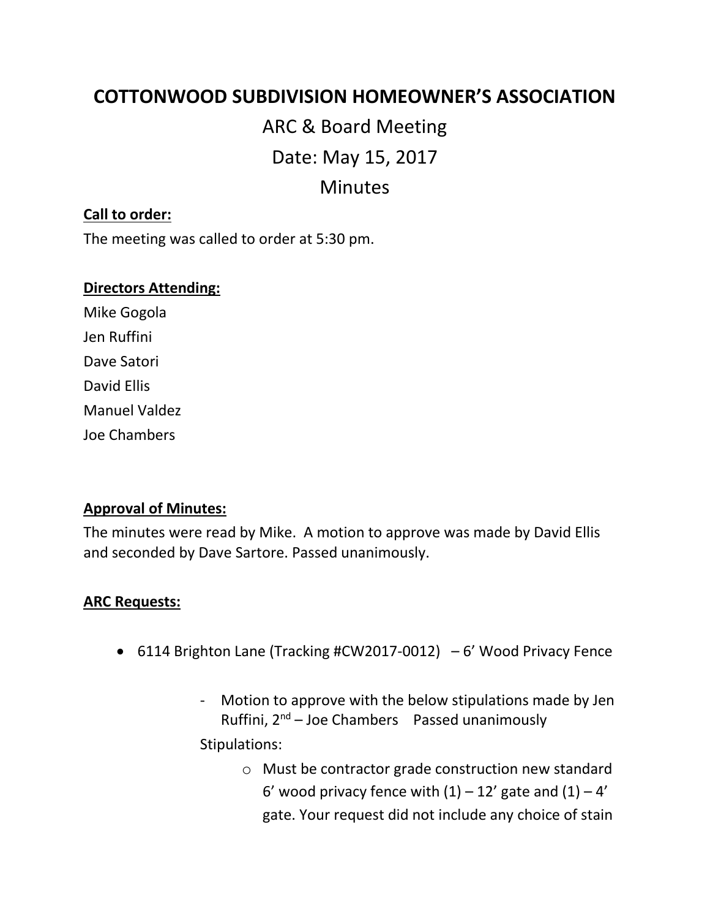# COTTONWOOD SUBDIVISION HOMEOWNER'S ASSOCIATION

## ARC & Board Meeting

## Date: May 15, 2017

## Minutes

**Call to order:**

The meeting was called to order at 5:30 pm.

**Directors Attending:**

Mike Gogola
Jen Ruffini
Dave Satori
David Ellis
Manuel Valdez
Joe Chambers

**Approval of Minutes:**

The minutes were read by Mike. A motion to approve was made by David Ellis and seconded by Dave Sartore. Passed unanimously.

**ARC Requests:**

- 6114 Brighton Lane (Tracking #CW2017-0012) – 6' Wood Privacy Fence
  - Motion to approve with the below stipulations made by Jen Ruffini, 2nd – Joe Chambers Passed unanimously

    Stipulations:

    - Must be contractor grade construction new standard 6' wood privacy fence with (1) – 12' gate and (1) – 4' gate. Your request did not include any choice of stain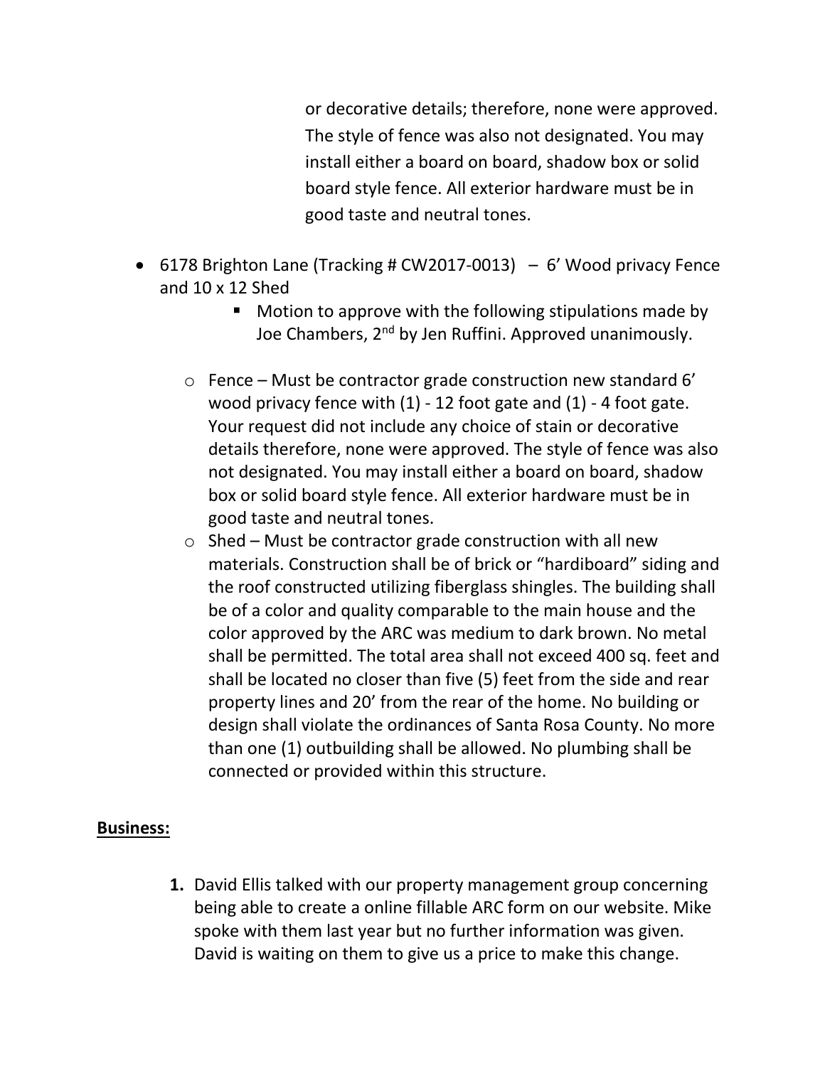or decorative details; therefore, none were approved. The style of fence was also not designated. You may install either a board on board, shadow box or solid board style fence. All exterior hardware must be in good taste and neutral tones.

- 6178 Brighton Lane (Tracking # CW2017-0013) – 6' Wood privacy Fence and 10 x 12 Shed
  - Motion to approve with the following stipulations made by Joe Chambers, 2nd by Jen Ruffini. Approved unanimously.
  - Fence – Must be contractor grade construction new standard 6' wood privacy fence with (1) - 12 foot gate and (1) - 4 foot gate. Your request did not include any choice of stain or decorative details therefore, none were approved. The style of fence was also not designated. You may install either a board on board, shadow box or solid board style fence. All exterior hardware must be in good taste and neutral tones.
  - Shed – Must be contractor grade construction with all new materials. Construction shall be of brick or "hardiboard" siding and the roof constructed utilizing fiberglass shingles. The building shall be of a color and quality comparable to the main house and the color approved by the ARC was medium to dark brown. No metal shall be permitted. The total area shall not exceed 400 sq. feet and shall be located no closer than five (5) feet from the side and rear property lines and 20' from the rear of the home. No building or design shall violate the ordinances of Santa Rosa County. No more than one (1) outbuilding shall be allowed. No plumbing shall be connected or provided within this structure.

**Business:**

1. David Ellis talked with our property management group concerning being able to create a online fillable ARC form on our website. Mike spoke with them last year but no further information was given. David is waiting on them to give us a price to make this change.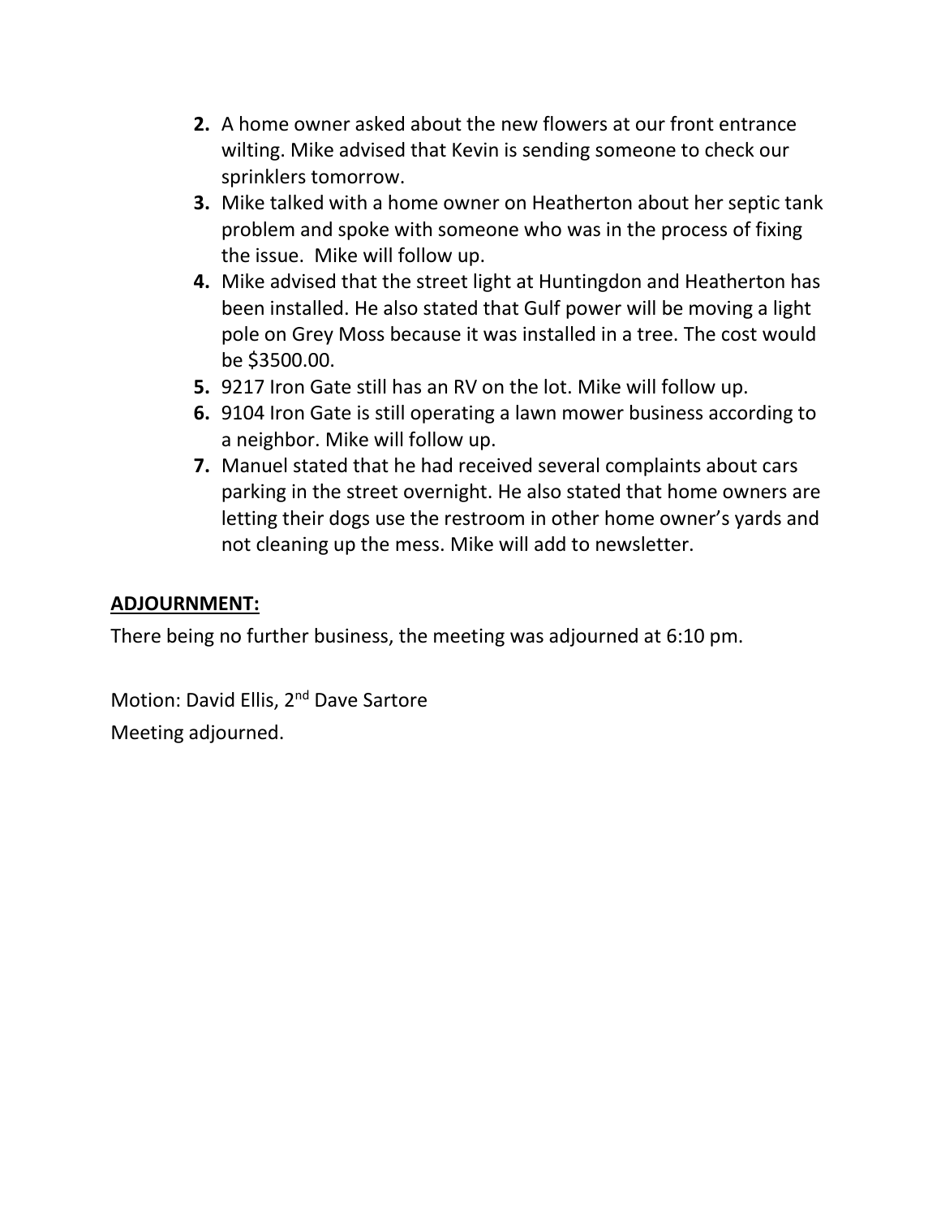2. A home owner asked about the new flowers at our front entrance wilting. Mike advised that Kevin is sending someone to check our sprinklers tomorrow.
3. Mike talked with a home owner on Heatherton about her septic tank problem and spoke with someone who was in the process of fixing the issue. Mike will follow up.
4. Mike advised that the street light at Huntingdon and Heatherton has been installed. He also stated that Gulf power will be moving a light pole on Grey Moss because it was installed in a tree. The cost would be $3500.00.
5. 9217 Iron Gate still has an RV on the lot. Mike will follow up.
6. 9104 Iron Gate is still operating a lawn mower business according to a neighbor. Mike will follow up.
7. Manuel stated that he had received several complaints about cars parking in the street overnight. He also stated that home owners are letting their dogs use the restroom in other home owner's yards and not cleaning up the mess. Mike will add to newsletter.

**ADJOURNMENT:**

There being no further business, the meeting was adjourned at 6:10 pm.

Motion: David Ellis, 2nd Dave Sartore

Meeting adjourned.